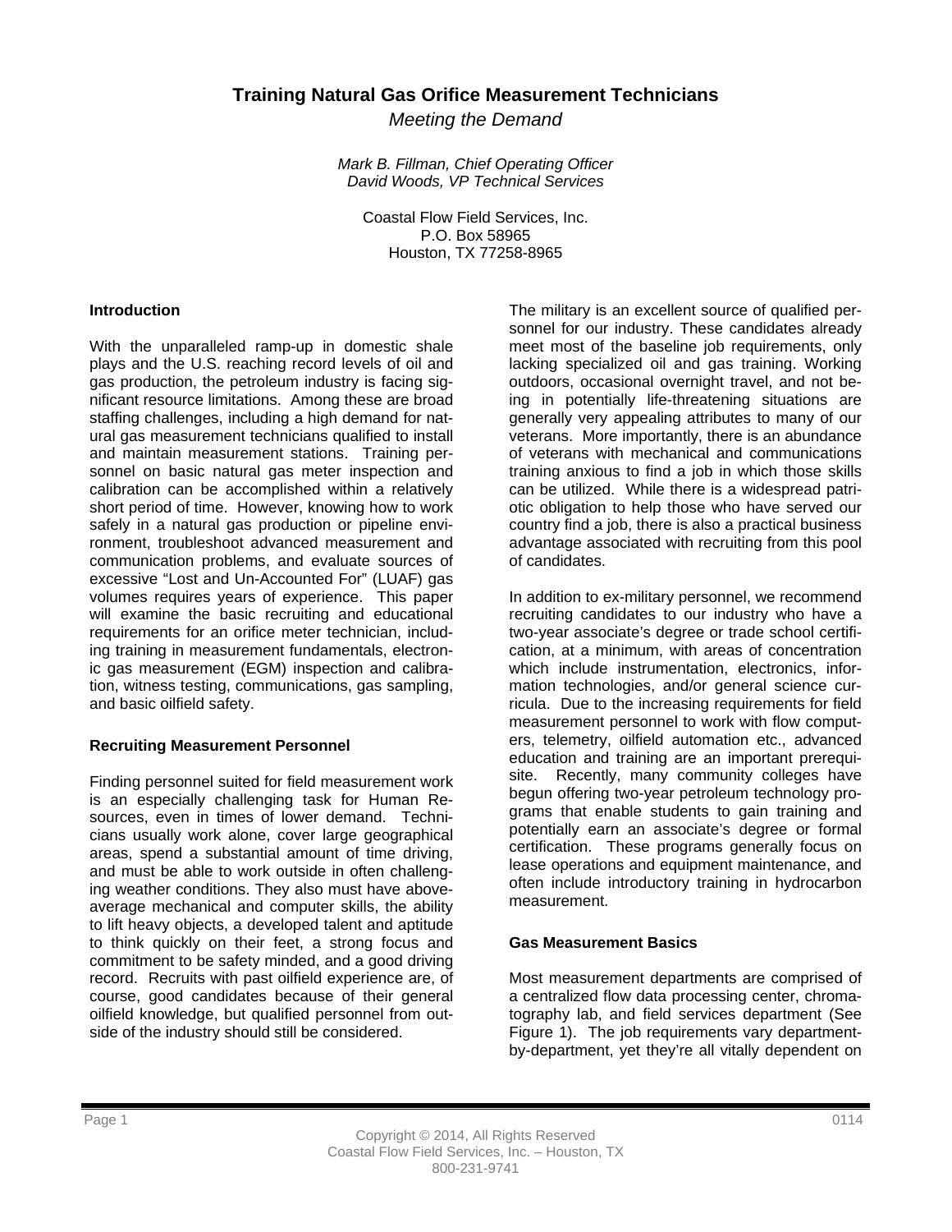# Training Natural Gas Orifice Measurement Technicians

*Meeting the Demand*

*Mark B. Fillman, Chief Operating Officer*
*David Woods, VP Technical Services*

Coastal Flow Field Services, Inc.
P.O. Box 58965
Houston, TX 77258-8965

## Introduction

With the unparalleled ramp-up in domestic shale plays and the U.S. reaching record levels of oil and gas production, the petroleum industry is facing significant resource limitations. Among these are broad staffing challenges, including a high demand for natural gas measurement technicians qualified to install and maintain measurement stations. Training personnel on basic natural gas meter inspection and calibration can be accomplished within a relatively short period of time. However, knowing how to work safely in a natural gas production or pipeline environment, troubleshoot advanced measurement and communication problems, and evaluate sources of excessive "Lost and Un-Accounted For" (LUAF) gas volumes requires years of experience. This paper will examine the basic recruiting and educational requirements for an orifice meter technician, including training in measurement fundamentals, electronic gas measurement (EGM) inspection and calibration, witness testing, communications, gas sampling, and basic oilfield safety.

## Recruiting Measurement Personnel

Finding personnel suited for field measurement work is an especially challenging task for Human Resources, even in times of lower demand. Technicians usually work alone, cover large geographical areas, spend a substantial amount of time driving, and must be able to work outside in often challenging weather conditions. They also must have above-average mechanical and computer skills, the ability to lift heavy objects, a developed talent and aptitude to think quickly on their feet, a strong focus and commitment to be safety minded, and a good driving record. Recruits with past oilfield experience are, of course, good candidates because of their general oilfield knowledge, but qualified personnel from outside of the industry should still be considered.

The military is an excellent source of qualified personnel for our industry. These candidates already meet most of the baseline job requirements, only lacking specialized oil and gas training. Working outdoors, occasional overnight travel, and not being in potentially life-threatening situations are generally very appealing attributes to many of our veterans. More importantly, there is an abundance of veterans with mechanical and communications training anxious to find a job in which those skills can be utilized. While there is a widespread patriotic obligation to help those who have served our country find a job, there is also a practical business advantage associated with recruiting from this pool of candidates.

In addition to ex-military personnel, we recommend recruiting candidates to our industry who have a two-year associate's degree or trade school certification, at a minimum, with areas of concentration which include instrumentation, electronics, information technologies, and/or general science curricula. Due to the increasing requirements for field measurement personnel to work with flow computers, telemetry, oilfield automation etc., advanced education and training are an important prerequisite. Recently, many community colleges have begun offering two-year petroleum technology programs that enable students to gain training and potentially earn an associate's degree or formal certification. These programs generally focus on lease operations and equipment maintenance, and often include introductory training in hydrocarbon measurement.

## Gas Measurement Basics

Most measurement departments are comprised of a centralized flow data processing center, chromatography lab, and field services department (See Figure 1). The job requirements vary department-by-department, yet they're all vitally dependent on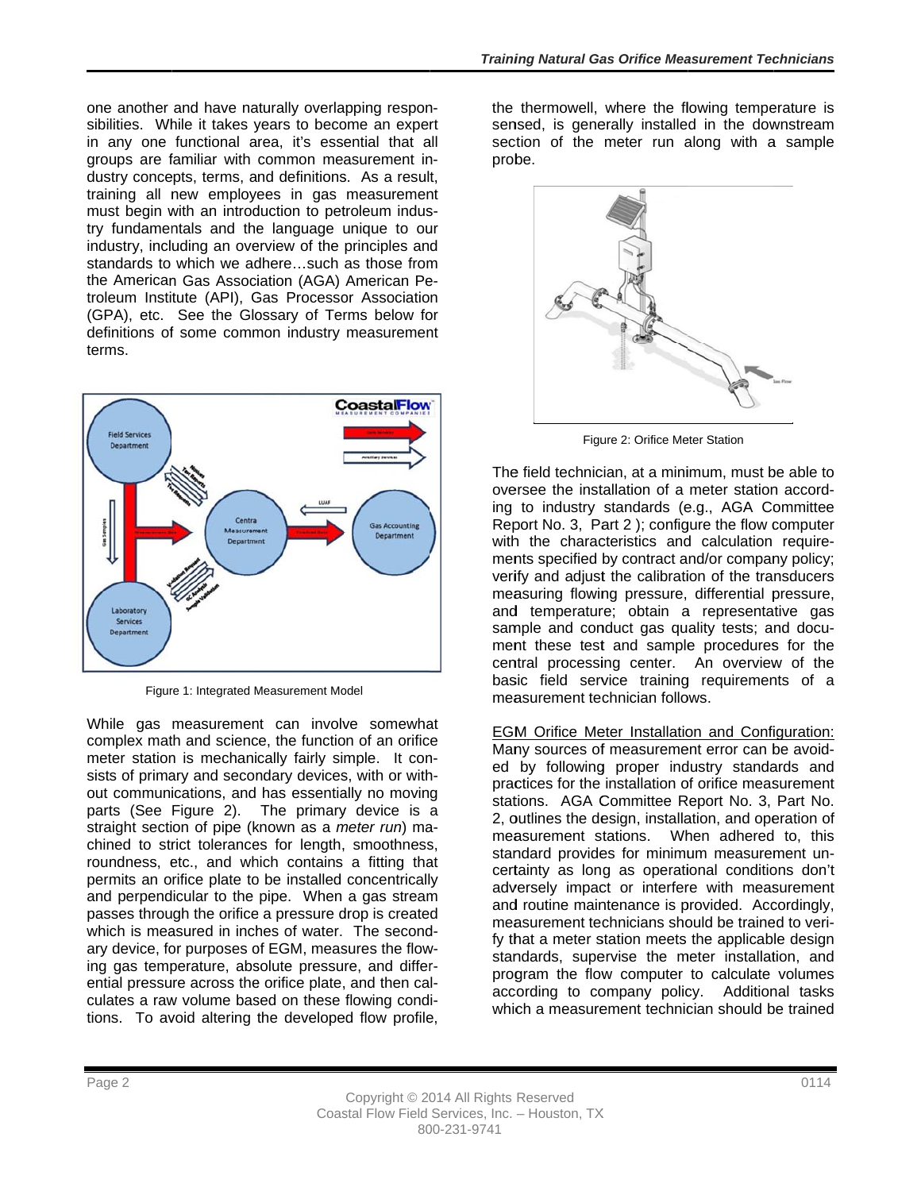one another and have naturally overlapping responsibilities. While it takes years to become an expert in any one functional area, it's essential that all groups are familiar with common measurement industry concepts, terms, and definitions. As a result, training all new employees in gas measurement must begin with an introduction to petroleum industry fundamentals and the language unique to our industry, including an overview of the principles and standards to which we adhere…such as those from the American Gas Association (AGA) American Petroleum Institute (API), Gas Processor Association (GPA), etc. See the Glossary of Terms below for definitions of some common industry measurement terms.

Figure 1: Integrated Measurement Model

While gas measurement can involve somewhat complex math and science, the function of an orifice meter station is mechanically fairly simple. It consists of primary and secondary devices, with or without communications, and has essentially no moving parts (See Figure 2). The primary device is a straight section of pipe (known as a *meter run*) machined to strict tolerances for length, smoothness, roundness, etc., and which contains a fitting that permits an orifice plate to be installed concentrically and perpendicular to the pipe. When a gas stream passes through the orifice a pressure drop is created which is measured in inches of water. The secondary device, for purposes of EGM, measures the flowing gas temperature, absolute pressure, and differential pressure across the orifice plate, and then calculates a raw volume based on these flowing conditions. To avoid altering the developed flow profile, the thermowell, where the flowing temperature is sensed, is generally installed in the downstream section of the meter run along with a sample probe.

Figure 2: Orifice Meter Station

The field technician, at a minimum, must be able to oversee the installation of a meter station according to industry standards (e.g., AGA Committee Report No. 3, Part 2 ); configure the flow computer with the characteristics and calculation requirements specified by contract and/or company policy; verify and adjust the calibration of the transducers measuring flowing pressure, differential pressure, and temperature; obtain a representative gas sample and conduct gas quality tests; and document these test and sample procedures for the central processing center. An overview of the basic field service training requirements of a measurement technician follows.

<u>EGM Orifice Meter Installation and Configuration:</u> Many sources of measurement error can be avoided by following proper industry standards and practices for the installation of orifice measurement stations. AGA Committee Report No. 3, Part No. 2, outlines the design, installation, and operation of measurement stations. When adhered to, this standard provides for minimum measurement uncertainty as long as operational conditions don't adversely impact or interfere with measurement and routine maintenance is provided. Accordingly, measurement technicians should be trained to verify that a meter station meets the applicable design standards, supervise the meter installation, and program the flow computer to calculate volumes according to company policy. Additional tasks which a measurement technician should be trained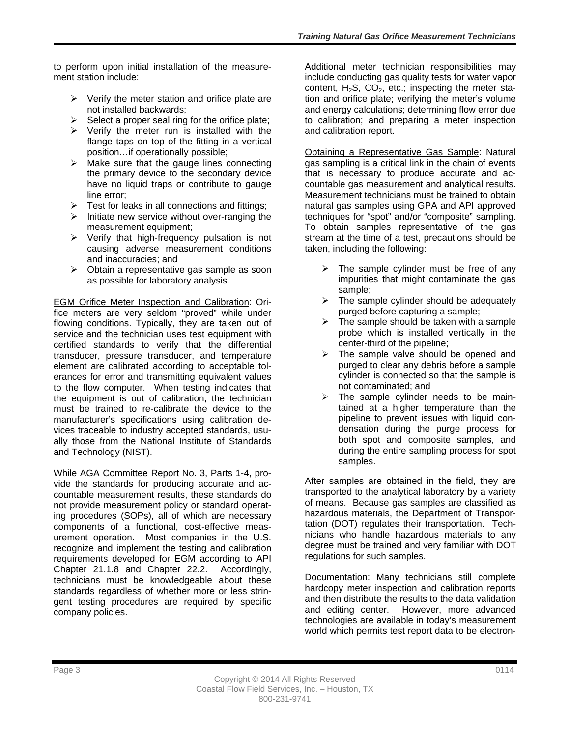to perform upon initial installation of the measurement station include:

- Verify the meter station and orifice plate are not installed backwards;
- Select a proper seal ring for the orifice plate;
- Verify the meter run is installed with the flange taps on top of the fitting in a vertical position…if operationally possible;
- Make sure that the gauge lines connecting the primary device to the secondary device have no liquid traps or contribute to gauge line error;
- Test for leaks in all connections and fittings;
- Initiate new service without over-ranging the measurement equipment;
- Verify that high-frequency pulsation is not causing adverse measurement conditions and inaccuracies; and
- Obtain a representative gas sample as soon as possible for laboratory analysis.

<u>EGM Orifice Meter Inspection and Calibration</u>: Orifice meters are very seldom "proved" while under flowing conditions. Typically, they are taken out of service and the technician uses test equipment with certified standards to verify that the differential transducer, pressure transducer, and temperature element are calibrated according to acceptable tolerances for error and transmitting equivalent values to the flow computer. When testing indicates that the equipment is out of calibration, the technician must be trained to re-calibrate the device to the manufacturer's specifications using calibration devices traceable to industry accepted standards, usually those from the National Institute of Standards and Technology (NIST).

While AGA Committee Report No. 3, Parts 1-4, provide the standards for producing accurate and accountable measurement results, these standards do not provide measurement policy or standard operating procedures (SOPs), all of which are necessary components of a functional, cost-effective measurement operation. Most companies in the U.S. recognize and implement the testing and calibration requirements developed for EGM according to API Chapter 21.1.8 and Chapter 22.2. Accordingly, technicians must be knowledgeable about these standards regardless of whether more or less stringent testing procedures are required by specific company policies.

Additional meter technician responsibilities may include conducting gas quality tests for water vapor content, $H_2S$, $CO_2$, etc.; inspecting the meter station and orifice plate; verifying the meter's volume and energy calculations; determining flow error due to calibration; and preparing a meter inspection and calibration report.

<u>Obtaining a Representative Gas Sample</u>: Natural gas sampling is a critical link in the chain of events that is necessary to produce accurate and accountable gas measurement and analytical results. Measurement technicians must be trained to obtain natural gas samples using GPA and API approved techniques for "spot" and/or "composite" sampling. To obtain samples representative of the gas stream at the time of a test, precautions should be taken, including the following:

- The sample cylinder must be free of any impurities that might contaminate the gas sample;
- The sample cylinder should be adequately purged before capturing a sample;
- The sample should be taken with a sample probe which is installed vertically in the center-third of the pipeline;
- The sample valve should be opened and purged to clear any debris before a sample cylinder is connected so that the sample is not contaminated; and
- The sample cylinder needs to be maintained at a higher temperature than the pipeline to prevent issues with liquid condensation during the purge process for both spot and composite samples, and during the entire sampling process for spot samples.

After samples are obtained in the field, they are transported to the analytical laboratory by a variety of means. Because gas samples are classified as hazardous materials, the Department of Transportation (DOT) regulates their transportation. Technicians who handle hazardous materials to any degree must be trained and very familiar with DOT regulations for such samples.

<u>Documentation</u>: Many technicians still complete hardcopy meter inspection and calibration reports and then distribute the results to the data validation and editing center. However, more advanced technologies are available in today's measurement world which permits test report data to be electron-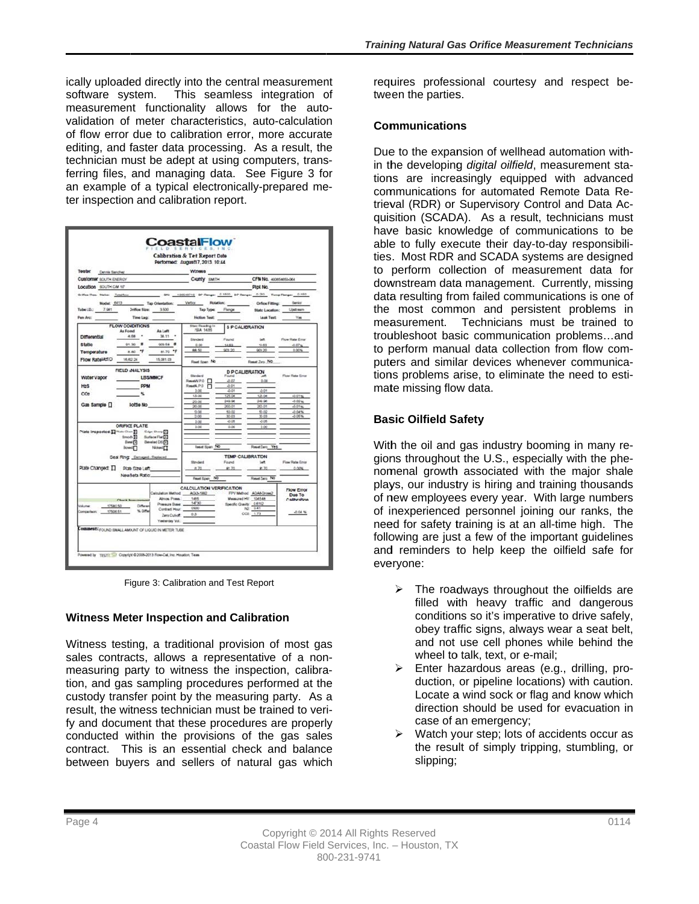ically uploaded directly into the central measurement software system. This seamless integration of measurement functionality allows for the auto-validation of meter characteristics, auto-calculation of flow error due to calibration error, more accurate editing, and faster data processing. As a result, the technician must be adept at using computers, transferring files, and managing data. See Figure 3 for an example of a typical electronically-prepared meter inspection and calibration report.

Figure 3: Calibration and Test Report

## Witness Meter Inspection and Calibration

Witness testing, a traditional provision of most gas sales contracts, allows a representative of a non-measuring party to witness the inspection, calibration, and gas sampling procedures performed at the custody transfer point by the measuring party. As a result, the witness technician must be trained to verify and document that these procedures are properly conducted within the provisions of the gas sales contract. This is an essential check and balance between buyers and sellers of natural gas which requires professional courtesy and respect between the parties.

## Communications

Due to the expansion of wellhead automation within the developing *digital oilfield*, measurement stations are increasingly equipped with advanced communications for automated Remote Data Retrieval (RDR) or Supervisory Control and Data Acquisition (SCADA). As a result, technicians must have basic knowledge of communications to be able to fully execute their day-to-day responsibilities. Most RDR and SCADA systems are designed to perform collection of measurement data for downstream data management. Currently, missing data resulting from failed communications is one of the most common and persistent problems in measurement. Technicians must be trained to troubleshoot basic communication problems…and to perform manual data collection from flow computers and similar devices whenever communications problems arise, to eliminate the need to estimate missing flow data.

## Basic Oilfield Safety

With the oil and gas industry booming in many regions throughout the U.S., especially with the phenomenal growth associated with the major shale plays, our industry is hiring and training thousands of new employees every year. With large numbers of inexperienced personnel joining our ranks, the need for safety training is at an all-time high. The following are just a few of the important guidelines and reminders to help keep the oilfield safe for everyone:

- The roadways throughout the oilfields are filled with heavy traffic and dangerous conditions so it's imperative to drive safely, obey traffic signs, always wear a seat belt, and not use cell phones while behind the wheel to talk, text, or e-mail;
- Enter hazardous areas (e.g., drilling, production, or pipeline locations) with caution. Locate a wind sock or flag and know which direction should be used for evacuation in case of an emergency;
- Watch your step; lots of accidents occur as the result of simply tripping, stumbling, or slipping;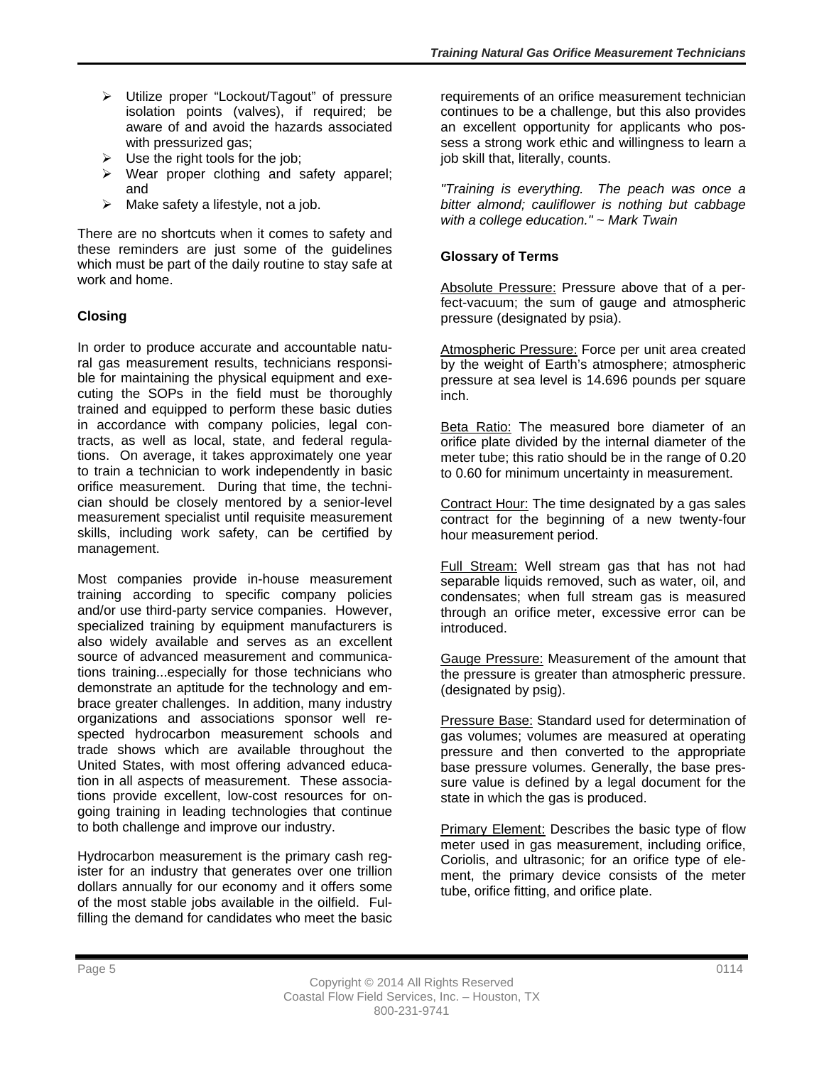- Utilize proper "Lockout/Tagout" of pressure isolation points (valves), if required; be aware of and avoid the hazards associated with pressurized gas;
- Use the right tools for the job;
- Wear proper clothing and safety apparel; and
- Make safety a lifestyle, not a job.

There are no shortcuts when it comes to safety and these reminders are just some of the guidelines which must be part of the daily routine to stay safe at work and home.

**Closing**

In order to produce accurate and accountable natural gas measurement results, technicians responsible for maintaining the physical equipment and executing the SOPs in the field must be thoroughly trained and equipped to perform these basic duties in accordance with company policies, legal contracts, as well as local, state, and federal regulations. On average, it takes approximately one year to train a technician to work independently in basic orifice measurement. During that time, the technician should be closely mentored by a senior-level measurement specialist until requisite measurement skills, including work safety, can be certified by management.

Most companies provide in-house measurement training according to specific company policies and/or use third-party service companies. However, specialized training by equipment manufacturers is also widely available and serves as an excellent source of advanced measurement and communications training...especially for those technicians who demonstrate an aptitude for the technology and embrace greater challenges. In addition, many industry organizations and associations sponsor well respected hydrocarbon measurement schools and trade shows which are available throughout the United States, with most offering advanced education in all aspects of measurement. These associations provide excellent, low-cost resources for ongoing training in leading technologies that continue to both challenge and improve our industry.

Hydrocarbon measurement is the primary cash register for an industry that generates over one trillion dollars annually for our economy and it offers some of the most stable jobs available in the oilfield. Fulfilling the demand for candidates who meet the basic requirements of an orifice measurement technician continues to be a challenge, but this also provides an excellent opportunity for applicants who possess a strong work ethic and willingness to learn a job skill that, literally, counts.

*"Training is everything. The peach was once a bitter almond; cauliflower is nothing but cabbage with a college education." ~ Mark Twain*

**Glossary of Terms**

Absolute Pressure: Pressure above that of a perfect-vacuum; the sum of gauge and atmospheric pressure (designated by psia).

Atmospheric Pressure: Force per unit area created by the weight of Earth's atmosphere; atmospheric pressure at sea level is 14.696 pounds per square inch.

Beta Ratio: The measured bore diameter of an orifice plate divided by the internal diameter of the meter tube; this ratio should be in the range of 0.20 to 0.60 for minimum uncertainty in measurement.

Contract Hour: The time designated by a gas sales contract for the beginning of a new twenty-four hour measurement period.

Full Stream: Well stream gas that has not had separable liquids removed, such as water, oil, and condensates; when full stream gas is measured through an orifice meter, excessive error can be introduced.

Gauge Pressure: Measurement of the amount that the pressure is greater than atmospheric pressure. (designated by psig).

Pressure Base: Standard used for determination of gas volumes; volumes are measured at operating pressure and then converted to the appropriate base pressure volumes. Generally, the base pressure value is defined by a legal document for the state in which the gas is produced.

Primary Element: Describes the basic type of flow meter used in gas measurement, including orifice, Coriolis, and ultrasonic; for an orifice type of element, the primary device consists of the meter tube, orifice fitting, and orifice plate.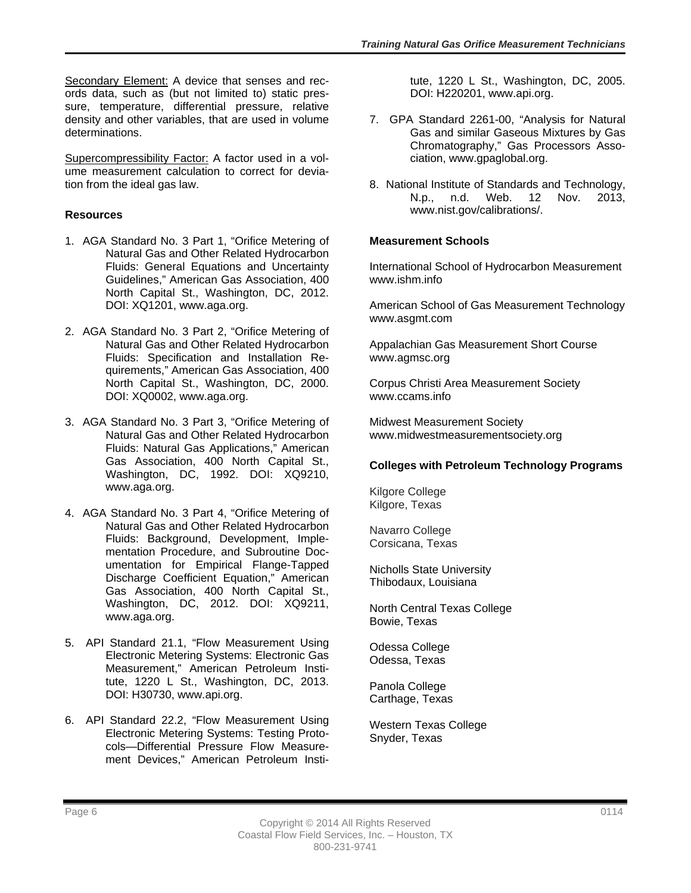Secondary Element: A device that senses and records data, such as (but not limited to) static pressure, temperature, differential pressure, relative density and other variables, that are used in volume determinations.

Supercompressibility Factor: A factor used in a volume measurement calculation to correct for deviation from the ideal gas law.

**Resources**

1. AGA Standard No. 3 Part 1, "Orifice Metering of Natural Gas and Other Related Hydrocarbon Fluids: General Equations and Uncertainty Guidelines," American Gas Association, 400 North Capital St., Washington, DC, 2012. DOI: XQ1201, www.aga.org.

2. AGA Standard No. 3 Part 2, "Orifice Metering of Natural Gas and Other Related Hydrocarbon Fluids: Specification and Installation Requirements," American Gas Association, 400 North Capital St., Washington, DC, 2000. DOI: XQ0002, www.aga.org.

3. AGA Standard No. 3 Part 3, "Orifice Metering of Natural Gas and Other Related Hydrocarbon Fluids: Natural Gas Applications," American Gas Association, 400 North Capital St., Washington, DC, 1992. DOI: XQ9210, www.aga.org.

4. AGA Standard No. 3 Part 4, "Orifice Metering of Natural Gas and Other Related Hydrocarbon Fluids: Background, Development, Implementation Procedure, and Subroutine Documentation for Empirical Flange-Tapped Discharge Coefficient Equation," American Gas Association, 400 North Capital St., Washington, DC, 2012. DOI: XQ9211, www.aga.org.

5. API Standard 21.1, "Flow Measurement Using Electronic Metering Systems: Electronic Gas Measurement," American Petroleum Institute, 1220 L St., Washington, DC, 2013. DOI: H30730, www.api.org.

6. API Standard 22.2, "Flow Measurement Using Electronic Metering Systems: Testing Protocols—Differential Pressure Flow Measurement Devices," American Petroleum Institute, 1220 L St., Washington, DC, 2005. DOI: H220201, www.api.org.

7. GPA Standard 2261-00, "Analysis for Natural Gas and similar Gaseous Mixtures by Gas Chromatography," Gas Processors Association, www.gpaglobal.org.

8. National Institute of Standards and Technology, N.p., n.d. Web. 12 Nov. 2013, www.nist.gov/calibrations/.

**Measurement Schools**

International School of Hydrocarbon Measurement
www.ishm.info

American School of Gas Measurement Technology
www.asgmt.com

Appalachian Gas Measurement Short Course
www.agmsc.org

Corpus Christi Area Measurement Society
www.ccams.info

Midwest Measurement Society
www.midwestmeasurementsociety.org

**Colleges with Petroleum Technology Programs**

Kilgore College
Kilgore, Texas

Navarro College
Corsicana, Texas

Nicholls State University
Thibodaux, Louisiana

North Central Texas College
Bowie, Texas

Odessa College
Odessa, Texas

Panola College
Carthage, Texas

Western Texas College
Snyder, Texas